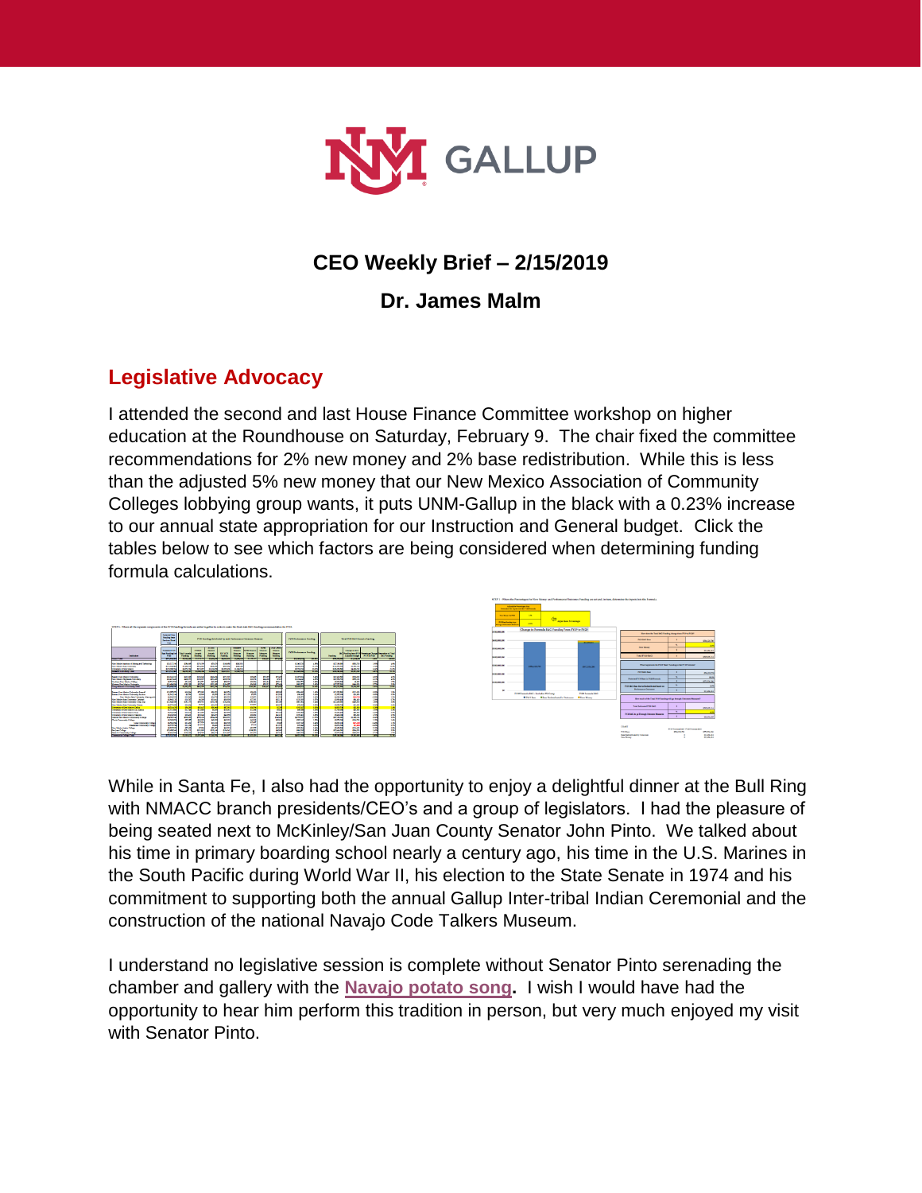# CEO Weekly Brief – 2/15/2019

## Dr. James Malm

## Legislative Advocacy

I attended the second and last House Finance Committee workshop on higher education at the Roundhouse on Saturday, February 9. The chair fixed the committee recommendations for 2% new money and 2% base redistribution. While this is less than the adjusted 5% new money that our New Mexico Association of Community Colleges lobbying group wants, it puts UNM-Gallup in the black with a 0.23% increase to our annual state appropriation for our Instruction and General budget. Click the tables below to see which factors are being considered when determining funding formula calculations.

While in Santa Fe, I also had the opportunity to enjoy a delightful dinner at the Bull Ring with NMACC branch presidents/CEO's and a group of legislators. I had the pleasure of being seated next to McKinley/San Juan County Senator John Pinto. We talked about his time in primary boarding school nearly a century ago, his time in the U.S. Marines in the South Pacific during World War II, his election to the State Senate in 1974 and his commitment to supporting both the annual Gallup Inter-tribal Indian Ceremonial and the construction of the national Navajo Code Talkers Museum.

I understand no legislative session is complete without Senator Pinto serenading the chamber and gallery with the **Navajo potato song.** I wish I would have had the opportunity to hear him perform this tradition in person, but very much enjoyed my visit with Senator Pinto.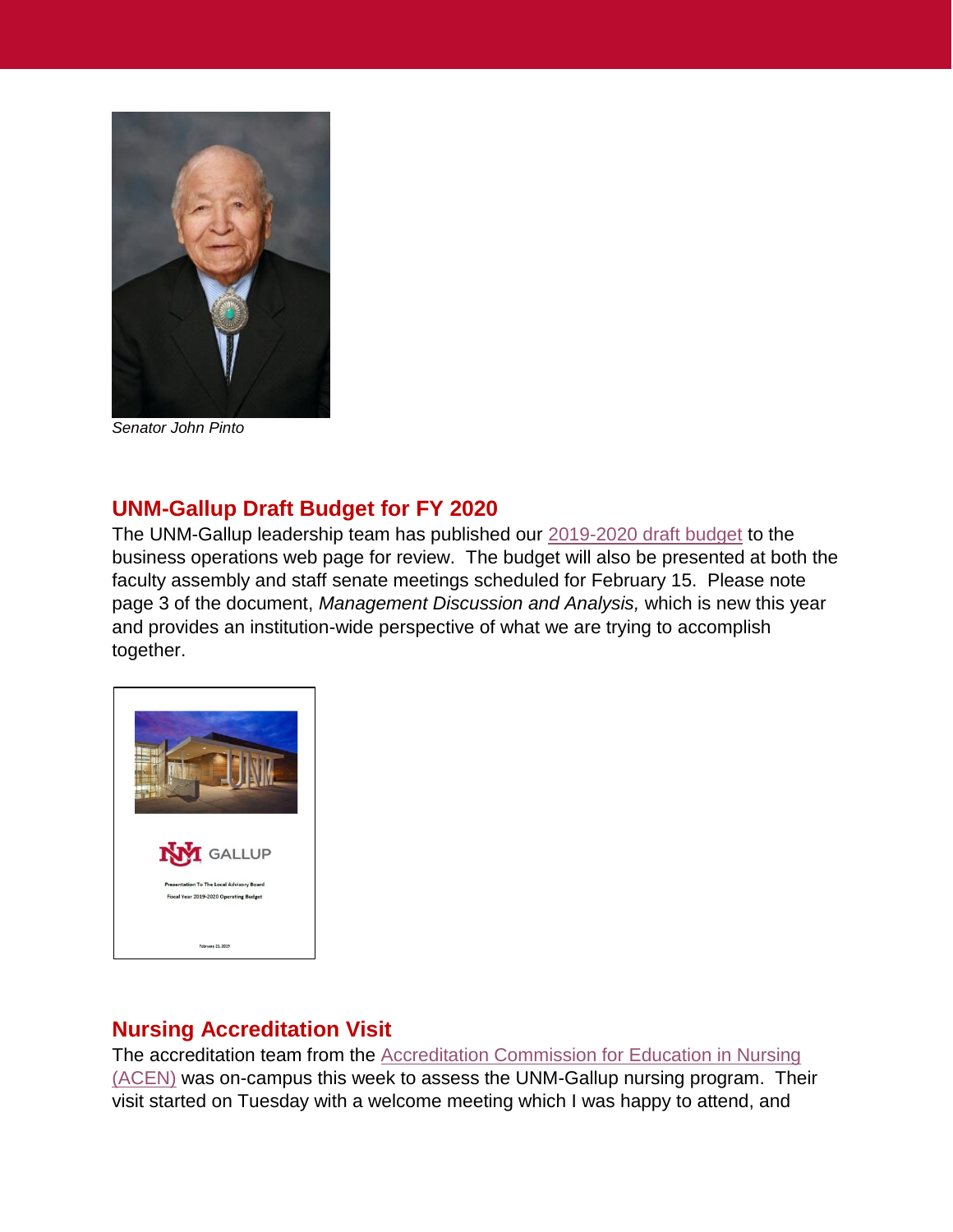*Senator John Pinto*

## UNM-Gallup Draft Budget for FY 2020

The UNM-Gallup leadership team has published our 2019-2020 draft budget to the business operations web page for review. The budget will also be presented at both the faculty assembly and staff senate meetings scheduled for February 15. Please note page 3 of the document, *Management Discussion and Analysis,* which is new this year and provides an institution-wide perspective of what we are trying to accomplish together.

## Nursing Accreditation Visit

The accreditation team from the Accreditation Commission for Education in Nursing (ACEN) was on-campus this week to assess the UNM-Gallup nursing program. Their visit started on Tuesday with a welcome meeting which I was happy to attend, and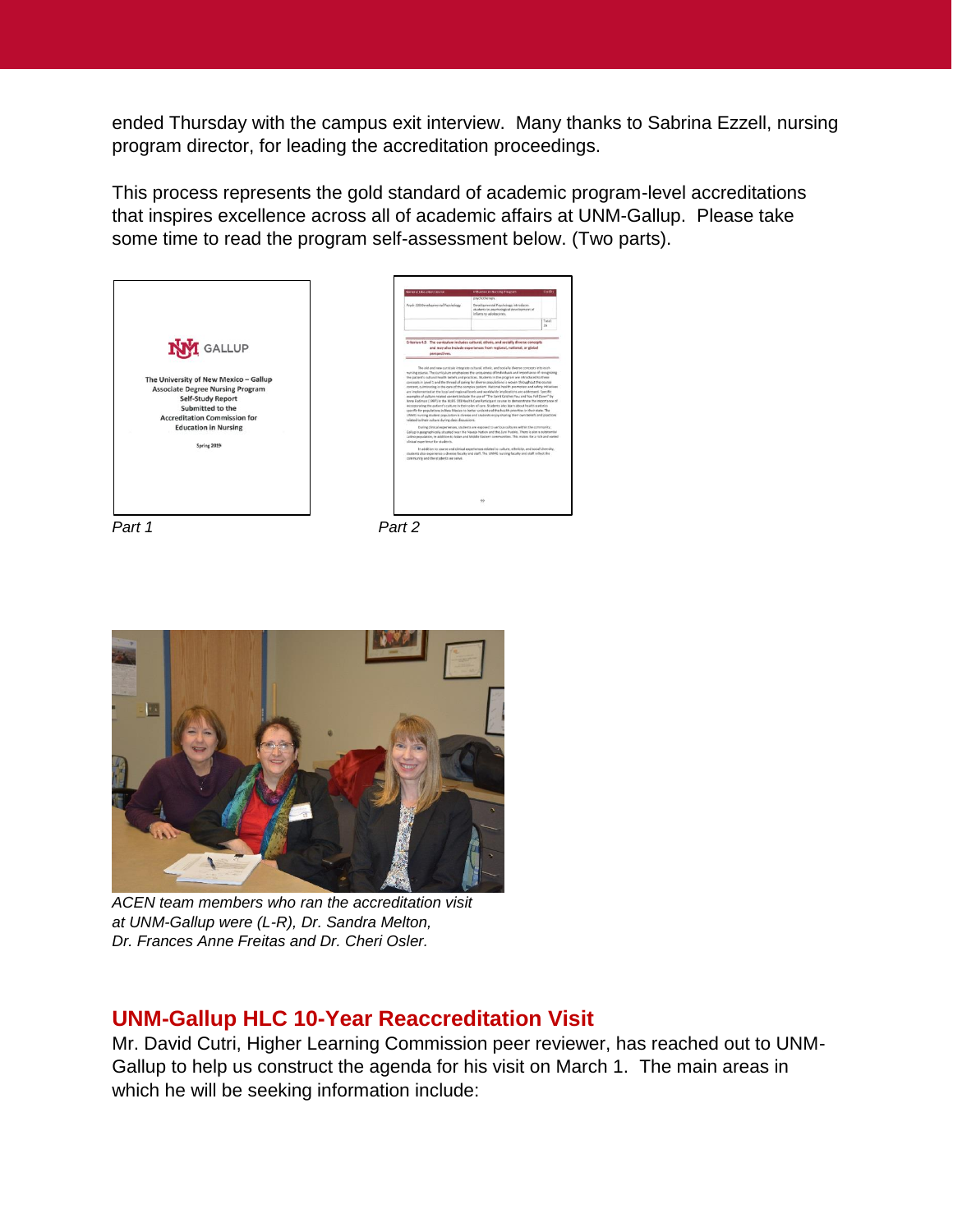ended Thursday with the campus exit interview. Many thanks to Sabrina Ezzell, nursing program director, for leading the accreditation proceedings.

This process represents the gold standard of academic program-level accreditations that inspires excellence across all of academic affairs at UNM-Gallup. Please take some time to read the program self-assessment below. (Two parts).

*Part 1*

*Part 2*

*ACEN team members who ran the accreditation visit at UNM-Gallup were (L-R), Dr. Sandra Melton, Dr. Frances Anne Freitas and Dr. Cheri Osler.*

## UNM-Gallup HLC 10-Year Reaccreditation Visit

Mr. David Cutri, Higher Learning Commission peer reviewer, has reached out to UNM-Gallup to help us construct the agenda for his visit on March 1. The main areas in which he will be seeking information include: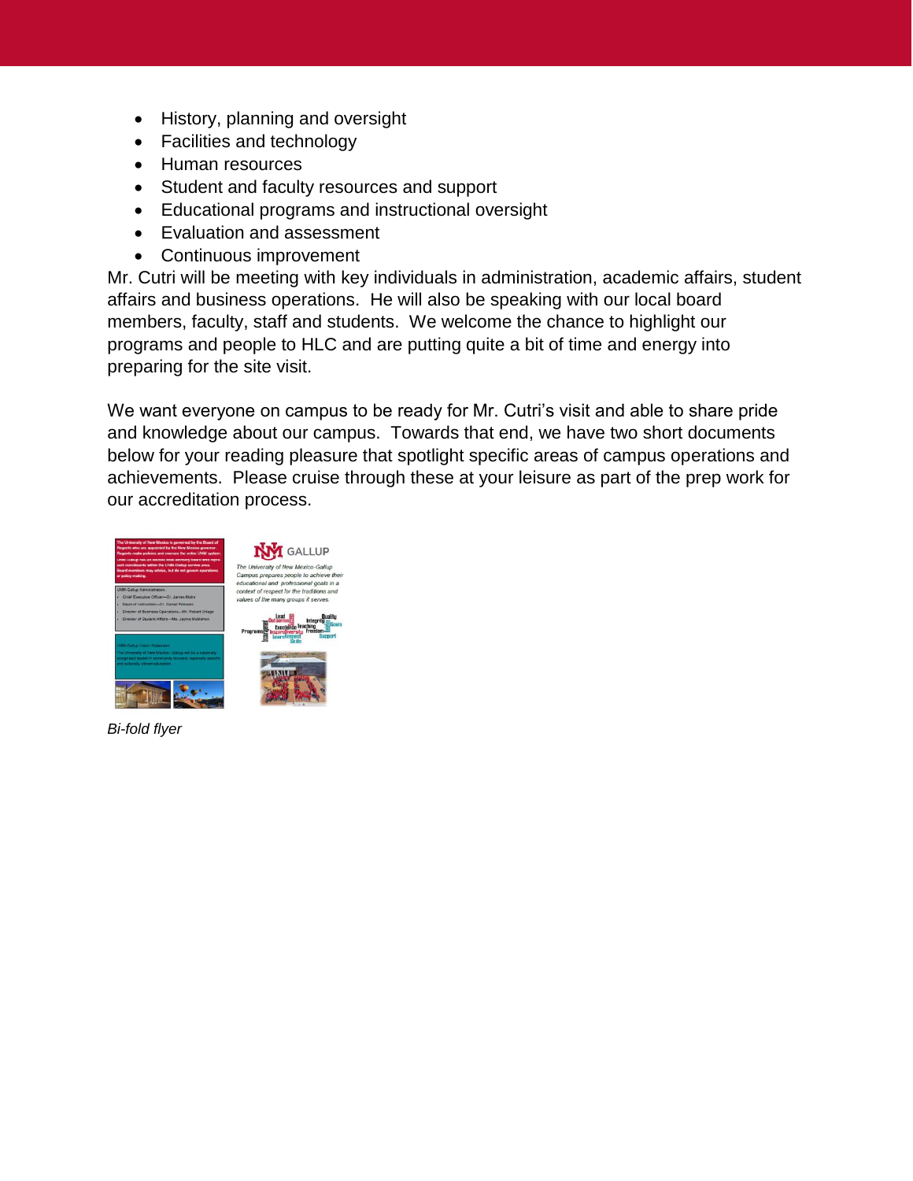- History, planning and oversight
- Facilities and technology
- Human resources
- Student and faculty resources and support
- Educational programs and instructional oversight
- Evaluation and assessment
- Continuous improvement

Mr. Cutri will be meeting with key individuals in administration, academic affairs, student affairs and business operations. He will also be speaking with our local board members, faculty, staff and students. We welcome the chance to highlight our programs and people to HLC and are putting quite a bit of time and energy into preparing for the site visit.

We want everyone on campus to be ready for Mr. Cutri's visit and able to share pride and knowledge about our campus. Towards that end, we have two short documents below for your reading pleasure that spotlight specific areas of campus operations and achievements. Please cruise through these at your leisure as part of the prep work for our accreditation process.

*Bi-fold flyer*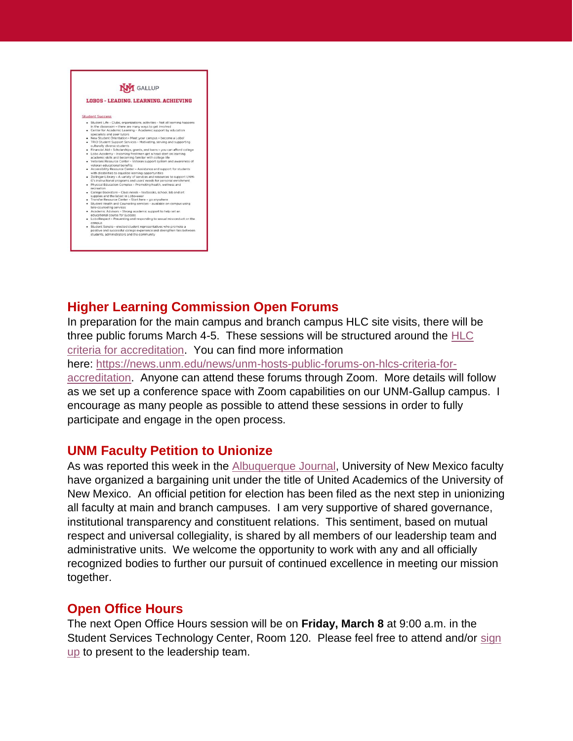## Higher Learning Commission Open Forums

In preparation for the main campus and branch campus HLC site visits, there will be three public forums March 4-5. These sessions will be structured around the HLC criteria for accreditation. You can find more information here: https://news.unm.edu/news/unm-hosts-public-forums-on-hlcs-criteria-for-accreditation. Anyone can attend these forums through Zoom. More details will follow as we set up a conference space with Zoom capabilities on our UNM-Gallup campus. I encourage as many people as possible to attend these sessions in order to fully participate and engage in the open process.

## UNM Faculty Petition to Unionize

As was reported this week in the Albuquerque Journal, University of New Mexico faculty have organized a bargaining unit under the title of United Academics of the University of New Mexico. An official petition for election has been filed as the next step in unionizing all faculty at main and branch campuses. I am very supportive of shared governance, institutional transparency and constituent relations. This sentiment, based on mutual respect and universal collegiality, is shared by all members of our leadership team and administrative units. We welcome the opportunity to work with any and all officially recognized bodies to further our pursuit of continued excellence in meeting our mission together.

## Open Office Hours

The next Open Office Hours session will be on **Friday, March 8** at 9:00 a.m. in the Student Services Technology Center, Room 120. Please feel free to attend and/or sign up to present to the leadership team.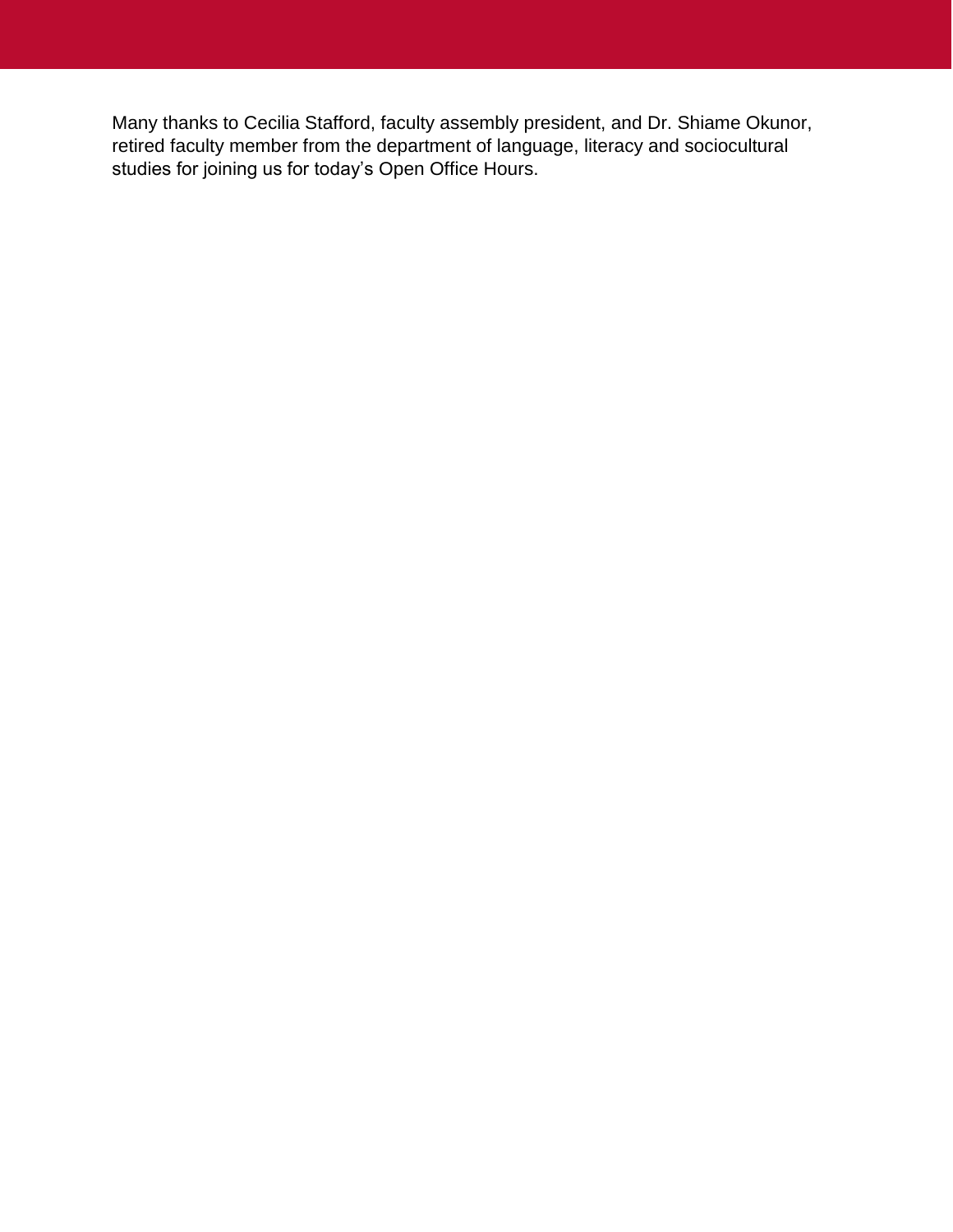Many thanks to Cecilia Stafford, faculty assembly president, and Dr. Shiame Okunor, retired faculty member from the department of language, literacy and sociocultural studies for joining us for today's Open Office Hours.